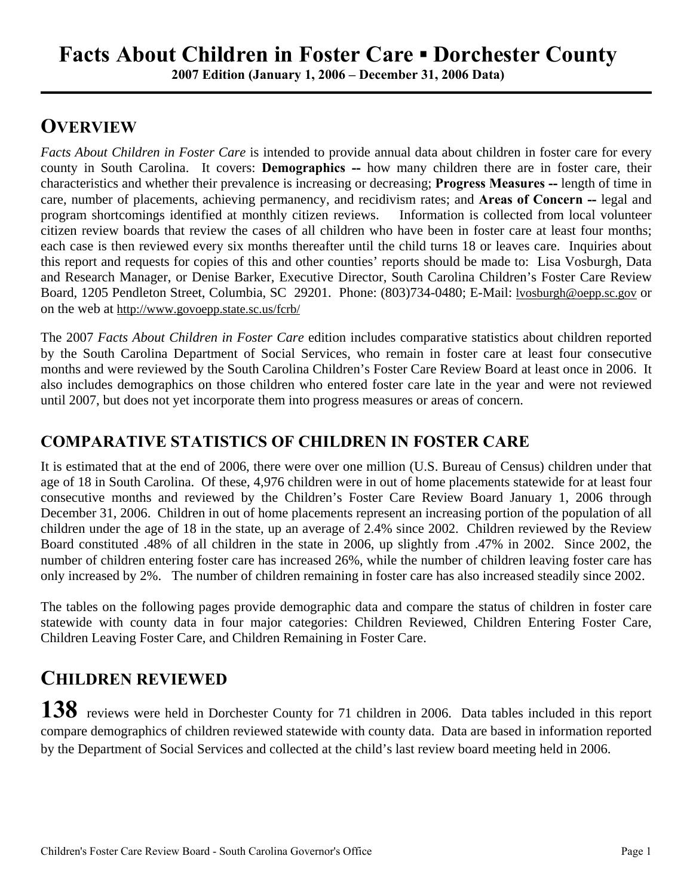# Facts About Children in Foster Care ▪ Dorchester County

**2007 Edition (January 1, 2006 – December 31, 2006 Data)**

## OVERVIEW

*Facts About Children in Foster Care* is intended to provide annual data about children in foster care for every county in South Carolina. It covers: **Demographics --** how many children there are in foster care, their characteristics and whether their prevalence is increasing or decreasing; **Progress Measures --** length of time in care, number of placements, achieving permanency, and recidivism rates; and **Areas of Concern --** legal and program shortcomings identified at monthly citizen reviews. Information is collected from local volunteer citizen review boards that review the cases of all children who have been in foster care at least four months; each case is then reviewed every six months thereafter until the child turns 18 or leaves care. Inquiries about this report and requests for copies of this and other counties' reports should be made to: Lisa Vosburgh, Data and Research Manager, or Denise Barker, Executive Director, South Carolina Children's Foster Care Review Board, 1205 Pendleton Street, Columbia, SC 29201. Phone: (803)734-0480; E-Mail: lvosburgh@oepp.sc.gov or on the web at http://www.govoepp.state.sc.us/fcrb/

The 2007 *Facts About Children in Foster Care* edition includes comparative statistics about children reported by the South Carolina Department of Social Services, who remain in foster care at least four consecutive months and were reviewed by the South Carolina Children's Foster Care Review Board at least once in 2006. It also includes demographics on those children who entered foster care late in the year and were not reviewed until 2007, but does not yet incorporate them into progress measures or areas of concern.

## COMPARATIVE STATISTICS OF CHILDREN IN FOSTER CARE

It is estimated that at the end of 2006, there were over one million (U.S. Bureau of Census) children under that age of 18 in South Carolina. Of these, 4,976 children were in out of home placements statewide for at least four consecutive months and reviewed by the Children's Foster Care Review Board January 1, 2006 through December 31, 2006. Children in out of home placements represent an increasing portion of the population of all children under the age of 18 in the state, up an average of 2.4% since 2002. Children reviewed by the Review Board constituted .48% of all children in the state in 2006, up slightly from .47% in 2002. Since 2002, the number of children entering foster care has increased 26%, while the number of children leaving foster care has only increased by 2%. The number of children remaining in foster care has also increased steadily since 2002.

The tables on the following pages provide demographic data and compare the status of children in foster care statewide with county data in four major categories: Children Reviewed, Children Entering Foster Care, Children Leaving Foster Care, and Children Remaining in Foster Care.

## CHILDREN REVIEWED

**138** reviews were held in Dorchester County for 71 children in 2006. Data tables included in this report compare demographics of children reviewed statewide with county data. Data are based in information reported by the Department of Social Services and collected at the child's last review board meeting held in 2006.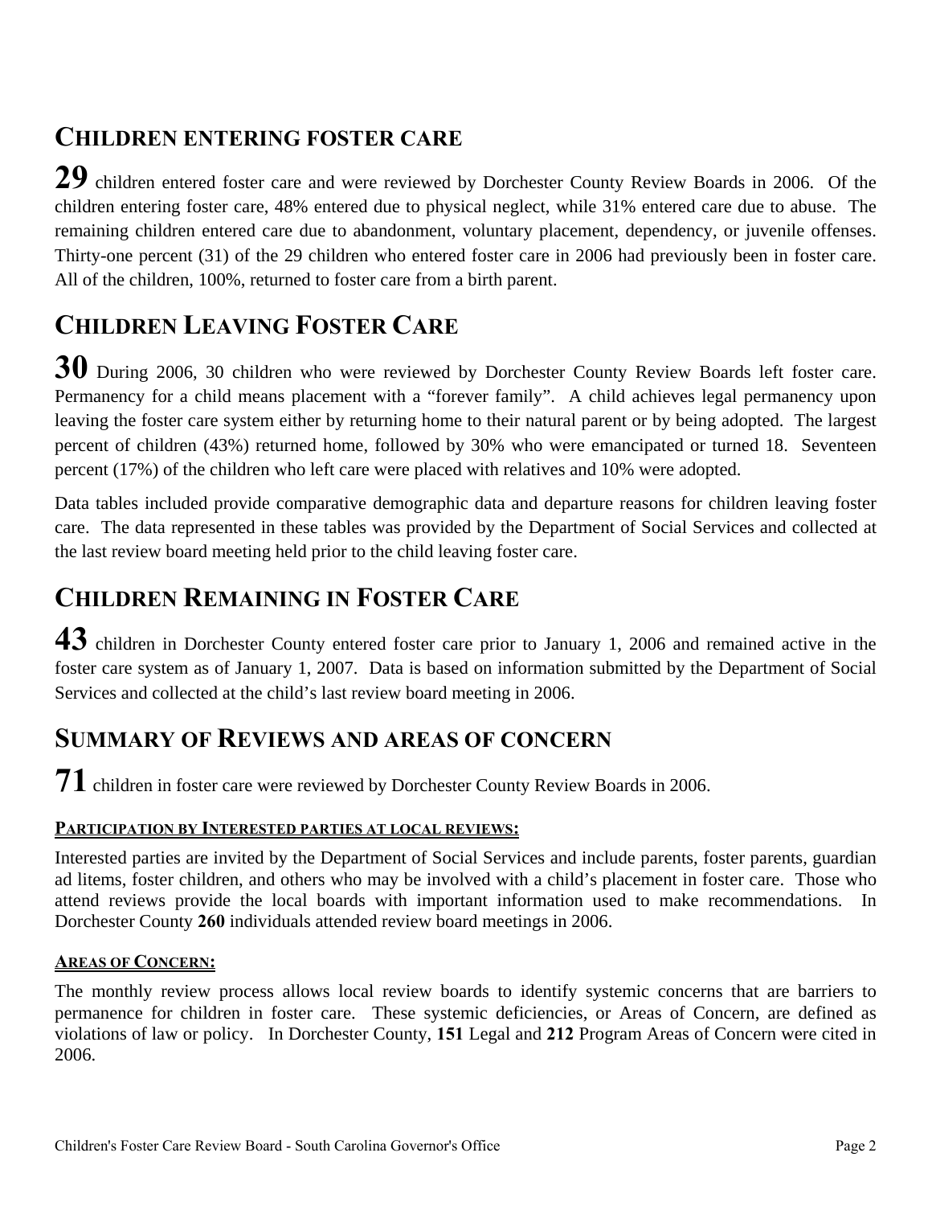## CHILDREN ENTERING FOSTER CARE

**29** children entered foster care and were reviewed by Dorchester County Review Boards in 2006. Of the children entering foster care, 48% entered due to physical neglect, while 31% entered care due to abuse. The remaining children entered care due to abandonment, voluntary placement, dependency, or juvenile offenses. Thirty-one percent (31) of the 29 children who entered foster care in 2006 had previously been in foster care. All of the children, 100%, returned to foster care from a birth parent.

## CHILDREN LEAVING FOSTER CARE

**30** During 2006, 30 children who were reviewed by Dorchester County Review Boards left foster care. Permanency for a child means placement with a "forever family". A child achieves legal permanency upon leaving the foster care system either by returning home to their natural parent or by being adopted. The largest percent of children (43%) returned home, followed by 30% who were emancipated or turned 18. Seventeen percent (17%) of the children who left care were placed with relatives and 10% were adopted.

Data tables included provide comparative demographic data and departure reasons for children leaving foster care. The data represented in these tables was provided by the Department of Social Services and collected at the last review board meeting held prior to the child leaving foster care.

## CHILDREN REMAINING IN FOSTER CARE

**43** children in Dorchester County entered foster care prior to January 1, 2006 and remained active in the foster care system as of January 1, 2007. Data is based on information submitted by the Department of Social Services and collected at the child's last review board meeting in 2006.

## SUMMARY OF REVIEWS AND AREAS OF CONCERN

**71** children in foster care were reviewed by Dorchester County Review Boards in 2006.

### PARTICIPATION BY INTERESTED PARTIES AT LOCAL REVIEWS:

Interested parties are invited by the Department of Social Services and include parents, foster parents, guardian ad litems, foster children, and others who may be involved with a child's placement in foster care. Those who attend reviews provide the local boards with important information used to make recommendations. In Dorchester County **260** individuals attended review board meetings in 2006.

### AREAS OF CONCERN:

The monthly review process allows local review boards to identify systemic concerns that are barriers to permanence for children in foster care. These systemic deficiencies, or Areas of Concern, are defined as violations of law or policy. In Dorchester County, **151** Legal and **212** Program Areas of Concern were cited in 2006.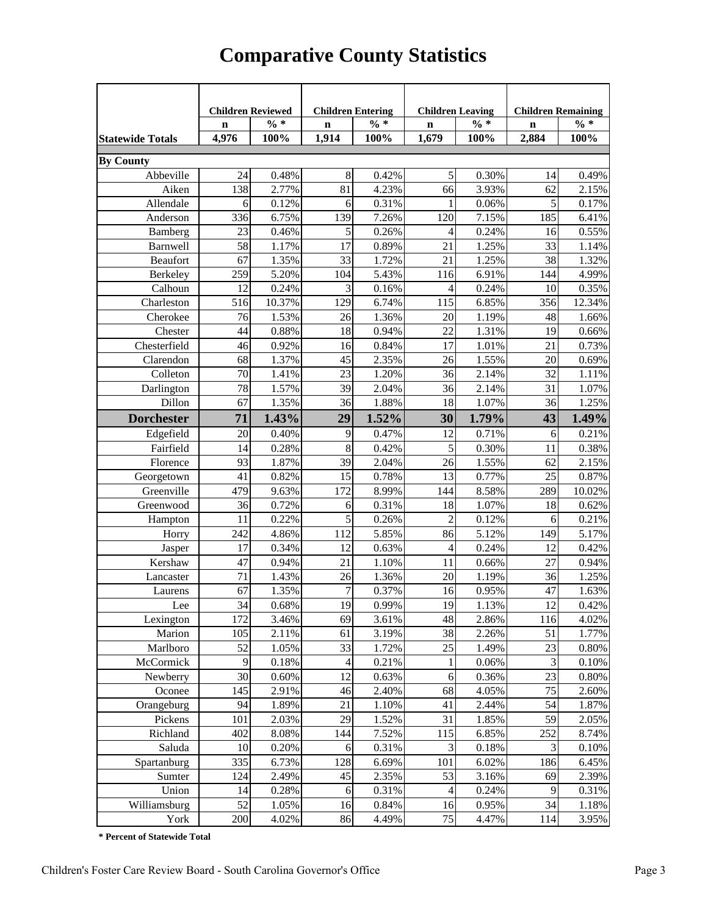# Comparative County Statistics

| | Children Reviewed | | Children Entering | | Children Leaving | | Children Remaining | |
|---|---|---|---|---|---|---|---|---|
| | n | % * | n | % * | n | % * | n | % * |
| **Statewide Totals** | **4,976** | **100%** | **1,914** | **100%** | **1,679** | **100%** | **2,884** | **100%** |
| **By County** | | | | | | | | |
| Abbeville | 24 | 0.48% | 8 | 0.42% | 5 | 0.30% | 14 | 0.49% |
| Aiken | 138 | 2.77% | 81 | 4.23% | 66 | 3.93% | 62 | 2.15% |
| Allendale | 6 | 0.12% | 6 | 0.31% | 1 | 0.06% | 5 | 0.17% |
| Anderson | 336 | 6.75% | 139 | 7.26% | 120 | 7.15% | 185 | 6.41% |
| Bamberg | 23 | 0.46% | 5 | 0.26% | 4 | 0.24% | 16 | 0.55% |
| Barnwell | 58 | 1.17% | 17 | 0.89% | 21 | 1.25% | 33 | 1.14% |
| Beaufort | 67 | 1.35% | 33 | 1.72% | 21 | 1.25% | 38 | 1.32% |
| Berkeley | 259 | 5.20% | 104 | 5.43% | 116 | 6.91% | 144 | 4.99% |
| Calhoun | 12 | 0.24% | 3 | 0.16% | 4 | 0.24% | 10 | 0.35% |
| Charleston | 516 | 10.37% | 129 | 6.74% | 115 | 6.85% | 356 | 12.34% |
| Cherokee | 76 | 1.53% | 26 | 1.36% | 20 | 1.19% | 48 | 1.66% |
| Chester | 44 | 0.88% | 18 | 0.94% | 22 | 1.31% | 19 | 0.66% |
| Chesterfield | 46 | 0.92% | 16 | 0.84% | 17 | 1.01% | 21 | 0.73% |
| Clarendon | 68 | 1.37% | 45 | 2.35% | 26 | 1.55% | 20 | 0.69% |
| Colleton | 70 | 1.41% | 23 | 1.20% | 36 | 2.14% | 32 | 1.11% |
| Darlington | 78 | 1.57% | 39 | 2.04% | 36 | 2.14% | 31 | 1.07% |
| Dillon | 67 | 1.35% | 36 | 1.88% | 18 | 1.07% | 36 | 1.25% |
| **Dorchester** | **71** | **1.43%** | **29** | **1.52%** | **30** | **1.79%** | **43** | **1.49%** |
| Edgefield | 20 | 0.40% | 9 | 0.47% | 12 | 0.71% | 6 | 0.21% |
| Fairfield | 14 | 0.28% | 8 | 0.42% | 5 | 0.30% | 11 | 0.38% |
| Florence | 93 | 1.87% | 39 | 2.04% | 26 | 1.55% | 62 | 2.15% |
| Georgetown | 41 | 0.82% | 15 | 0.78% | 13 | 0.77% | 25 | 0.87% |
| Greenville | 479 | 9.63% | 172 | 8.99% | 144 | 8.58% | 289 | 10.02% |
| Greenwood | 36 | 0.72% | 6 | 0.31% | 18 | 1.07% | 18 | 0.62% |
| Hampton | 11 | 0.22% | 5 | 0.26% | 2 | 0.12% | 6 | 0.21% |
| Horry | 242 | 4.86% | 112 | 5.85% | 86 | 5.12% | 149 | 5.17% |
| Jasper | 17 | 0.34% | 12 | 0.63% | 4 | 0.24% | 12 | 0.42% |
| Kershaw | 47 | 0.94% | 21 | 1.10% | 11 | 0.66% | 27 | 0.94% |
| Lancaster | 71 | 1.43% | 26 | 1.36% | 20 | 1.19% | 36 | 1.25% |
| Laurens | 67 | 1.35% | 7 | 0.37% | 16 | 0.95% | 47 | 1.63% |
| Lee | 34 | 0.68% | 19 | 0.99% | 19 | 1.13% | 12 | 0.42% |
| Lexington | 172 | 3.46% | 69 | 3.61% | 48 | 2.86% | 116 | 4.02% |
| Marion | 105 | 2.11% | 61 | 3.19% | 38 | 2.26% | 51 | 1.77% |
| Marlboro | 52 | 1.05% | 33 | 1.72% | 25 | 1.49% | 23 | 0.80% |
| McCormick | 9 | 0.18% | 4 | 0.21% | 1 | 0.06% | 3 | 0.10% |
| Newberry | 30 | 0.60% | 12 | 0.63% | 6 | 0.36% | 23 | 0.80% |
| Oconee | 145 | 2.91% | 46 | 2.40% | 68 | 4.05% | 75 | 2.60% |
| Orangeburg | 94 | 1.89% | 21 | 1.10% | 41 | 2.44% | 54 | 1.87% |
| Pickens | 101 | 2.03% | 29 | 1.52% | 31 | 1.85% | 59 | 2.05% |
| Richland | 402 | 8.08% | 144 | 7.52% | 115 | 6.85% | 252 | 8.74% |
| Saluda | 10 | 0.20% | 6 | 0.31% | 3 | 0.18% | 3 | 0.10% |
| Spartanburg | 335 | 6.73% | 128 | 6.69% | 101 | 6.02% | 186 | 6.45% |
| Sumter | 124 | 2.49% | 45 | 2.35% | 53 | 3.16% | 69 | 2.39% |
| Union | 14 | 0.28% | 6 | 0.31% | 4 | 0.24% | 9 | 0.31% |
| Williamsburg | 52 | 1.05% | 16 | 0.84% | 16 | 0.95% | 34 | 1.18% |
| York | 200 | 4.02% | 86 | 4.49% | 75 | 4.47% | 114 | 3.95% |

**\* Percent of Statewide Total**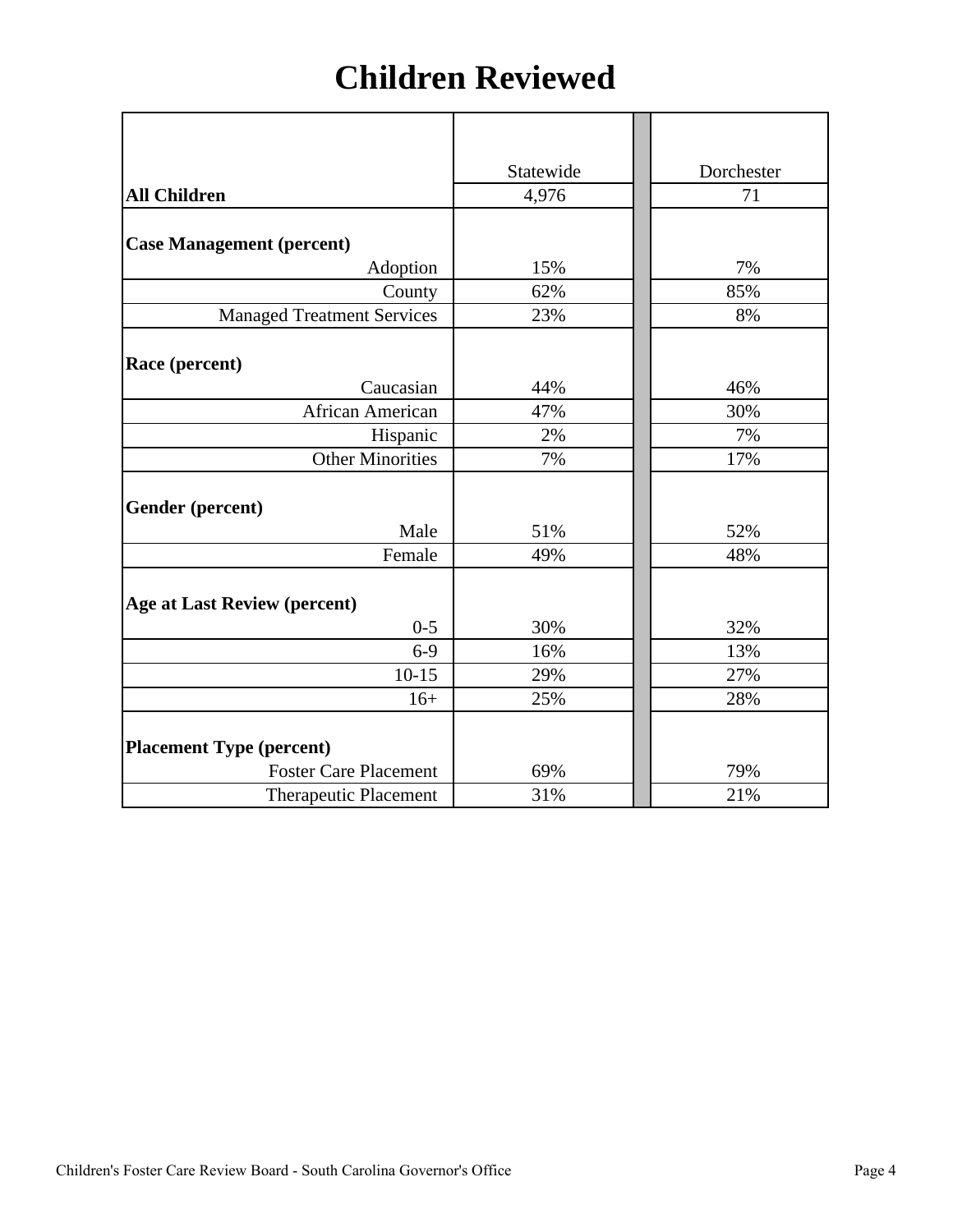# Children Reviewed

| | Statewide | | Dorchester |
|---|---|---|---|
| **All Children** | 4,976 | | 71 |
| **Case Management (percent)** | | | |
| Adoption | 15% | | 7% |
| County | 62% | | 85% |
| Managed Treatment Services | 23% | | 8% |
| **Race (percent)** | | | |
| Caucasian | 44% | | 46% |
| African American | 47% | | 30% |
| Hispanic | 2% | | 7% |
| Other Minorities | 7% | | 17% |
| **Gender (percent)** | | | |
| Male | 51% | | 52% |
| Female | 49% | | 48% |
| **Age at Last Review (percent)** | | | |
| 0-5 | 30% | | 32% |
| 6-9 | 16% | | 13% |
| 10-15 | 29% | | 27% |
| 16+ | 25% | | 28% |
| **Placement Type (percent)** | | | |
| Foster Care Placement | 69% | | 79% |
| Therapeutic Placement | 31% | | 21% |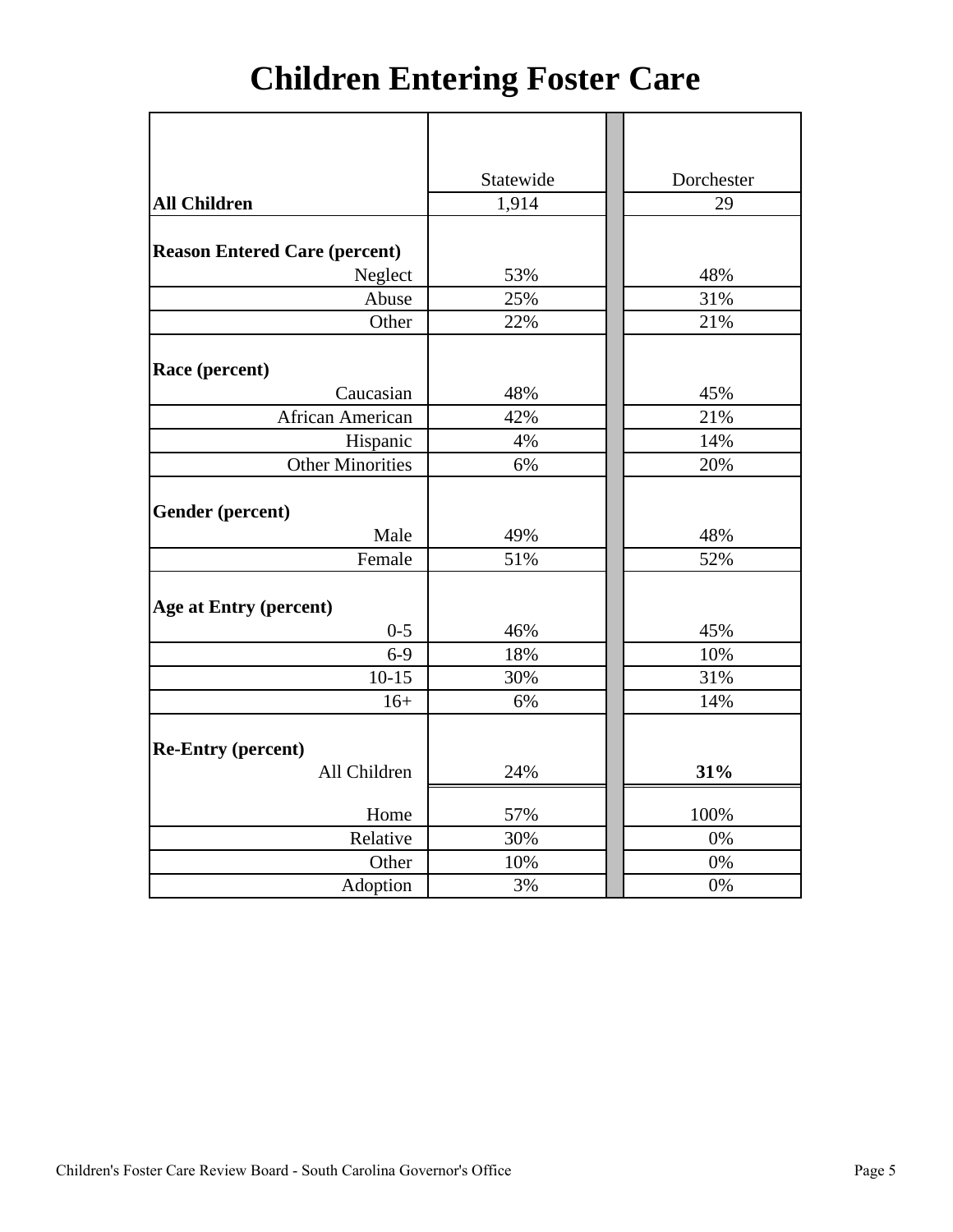# Children Entering Foster Care

| | Statewide | Dorchester |
|---|---|---|
| **All Children** | 1,914 | 29 |
| **Reason Entered Care (percent)** | | |
| Neglect | 53% | 48% |
| Abuse | 25% | 31% |
| Other | 22% | 21% |
| **Race (percent)** | | |
| Caucasian | 48% | 45% |
| African American | 42% | 21% |
| Hispanic | 4% | 14% |
| Other Minorities | 6% | 20% |
| **Gender (percent)** | | |
| Male | 49% | 48% |
| Female | 51% | 52% |
| **Age at Entry (percent)** | | |
| 0-5 | 46% | 45% |
| 6-9 | 18% | 10% |
| 10-15 | 30% | 31% |
| 16+ | 6% | 14% |
| **Re-Entry (percent)** | | |
| All Children | 24% | **31%** |
| Home | 57% | 100% |
| Relative | 30% | 0% |
| Other | 10% | 0% |
| Adoption | 3% | 0% |

Children's Foster Care Review Board - South Carolina Governor's Office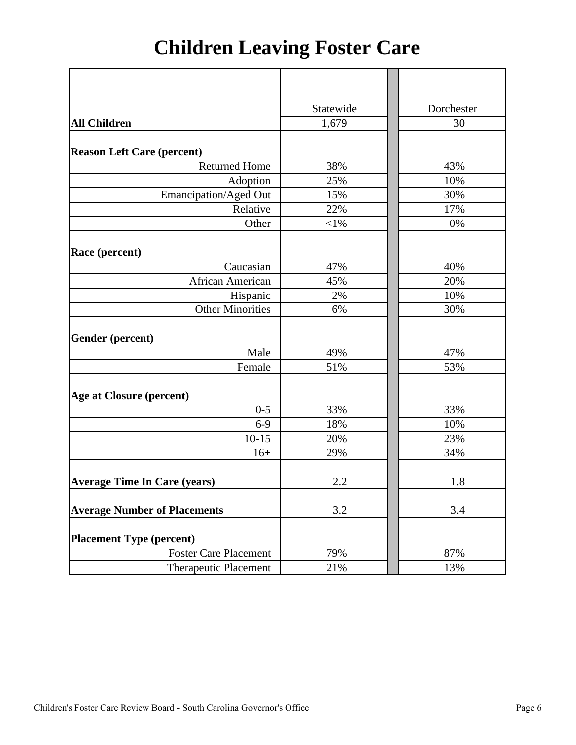# Children Leaving Foster Care

| | Statewide | Dorchester |
|---|---|---|
| **All Children** | 1,679 | 30 |
| **Reason Left Care (percent)** | | |
| Returned Home | 38% | 43% |
| Adoption | 25% | 10% |
| Emancipation/Aged Out | 15% | 30% |
| Relative | 22% | 17% |
| Other | <1% | 0% |
| **Race (percent)** | | |
| Caucasian | 47% | 40% |
| African American | 45% | 20% |
| Hispanic | 2% | 10% |
| Other Minorities | 6% | 30% |
| **Gender (percent)** | | |
| Male | 49% | 47% |
| Female | 51% | 53% |
| **Age at Closure (percent)** | | |
| 0-5 | 33% | 33% |
| 6-9 | 18% | 10% |
| 10-15 | 20% | 23% |
| 16+ | 29% | 34% |
| **Average Time In Care (years)** | 2.2 | 1.8 |
| **Average Number of Placements** | 3.2 | 3.4 |
| **Placement Type (percent)** | | |
| Foster Care Placement | 79% | 87% |
| Therapeutic Placement | 21% | 13% |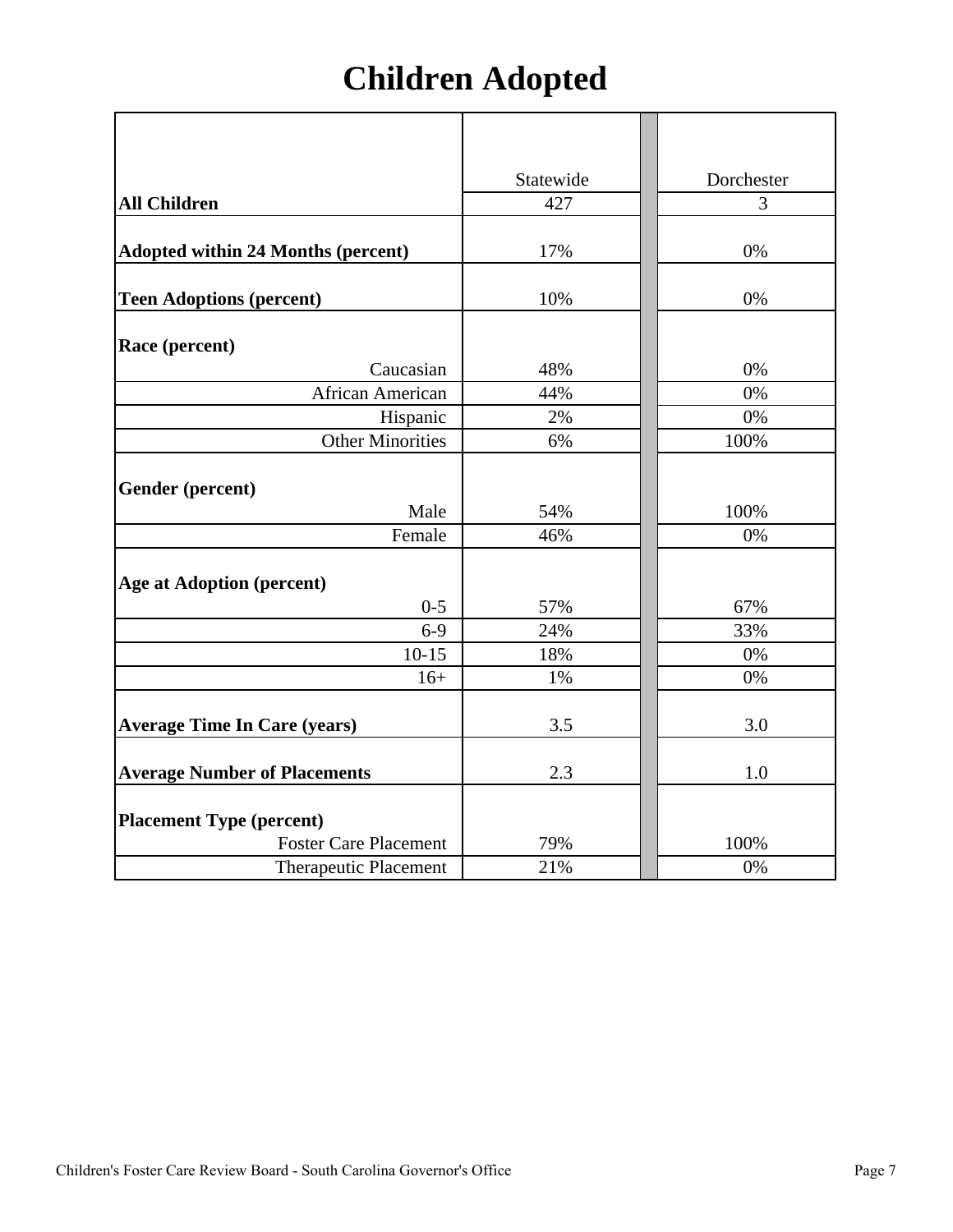# Children Adopted

| | Statewide | Dorchester |
|---|---|---|
| **All Children** | 427 | 3 |
| **Adopted within 24 Months (percent)** | 17% | 0% |
| **Teen Adoptions (percent)** | 10% | 0% |
| **Race (percent)** | | |
| Caucasian | 48% | 0% |
| African American | 44% | 0% |
| Hispanic | 2% | 0% |
| Other Minorities | 6% | 100% |
| **Gender (percent)** | | |
| Male | 54% | 100% |
| Female | 46% | 0% |
| **Age at Adoption (percent)** | | |
| 0-5 | 57% | 67% |
| 6-9 | 24% | 33% |
| 10-15 | 18% | 0% |
| 16+ | 1% | 0% |
| **Average Time In Care (years)** | 3.5 | 3.0 |
| **Average Number of Placements** | 2.3 | 1.0 |
| **Placement Type (percent)** | | |
| Foster Care Placement | 79% | 100% |
| Therapeutic Placement | 21% | 0% |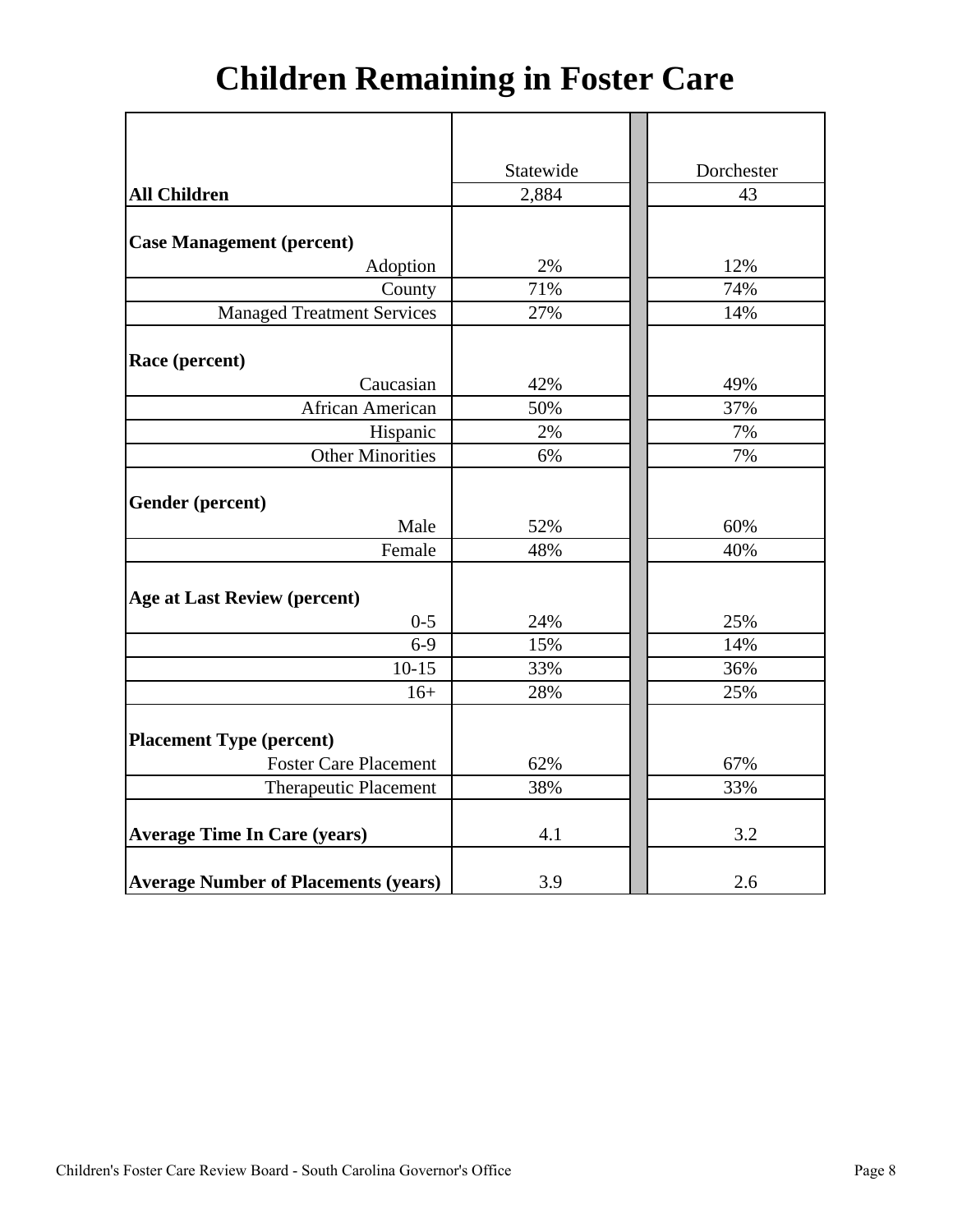# Children Remaining in Foster Care

| | Statewide | Dorchester |
|---|---|---|
| **All Children** | 2,884 | 43 |
| **Case Management (percent)** | | |
| Adoption | 2% | 12% |
| County | 71% | 74% |
| Managed Treatment Services | 27% | 14% |
| **Race (percent)** | | |
| Caucasian | 42% | 49% |
| African American | 50% | 37% |
| Hispanic | 2% | 7% |
| Other Minorities | 6% | 7% |
| **Gender (percent)** | | |
| Male | 52% | 60% |
| Female | 48% | 40% |
| **Age at Last Review (percent)** | | |
| 0-5 | 24% | 25% |
| 6-9 | 15% | 14% |
| 10-15 | 33% | 36% |
| 16+ | 28% | 25% |
| **Placement Type (percent)** | | |
| Foster Care Placement | 62% | 67% |
| Therapeutic Placement | 38% | 33% |
| **Average Time In Care (years)** | 4.1 | 3.2 |
| **Average Number of Placements (years)** | 3.9 | 2.6 |

Children's Foster Care Review Board - South Carolina Governor's Office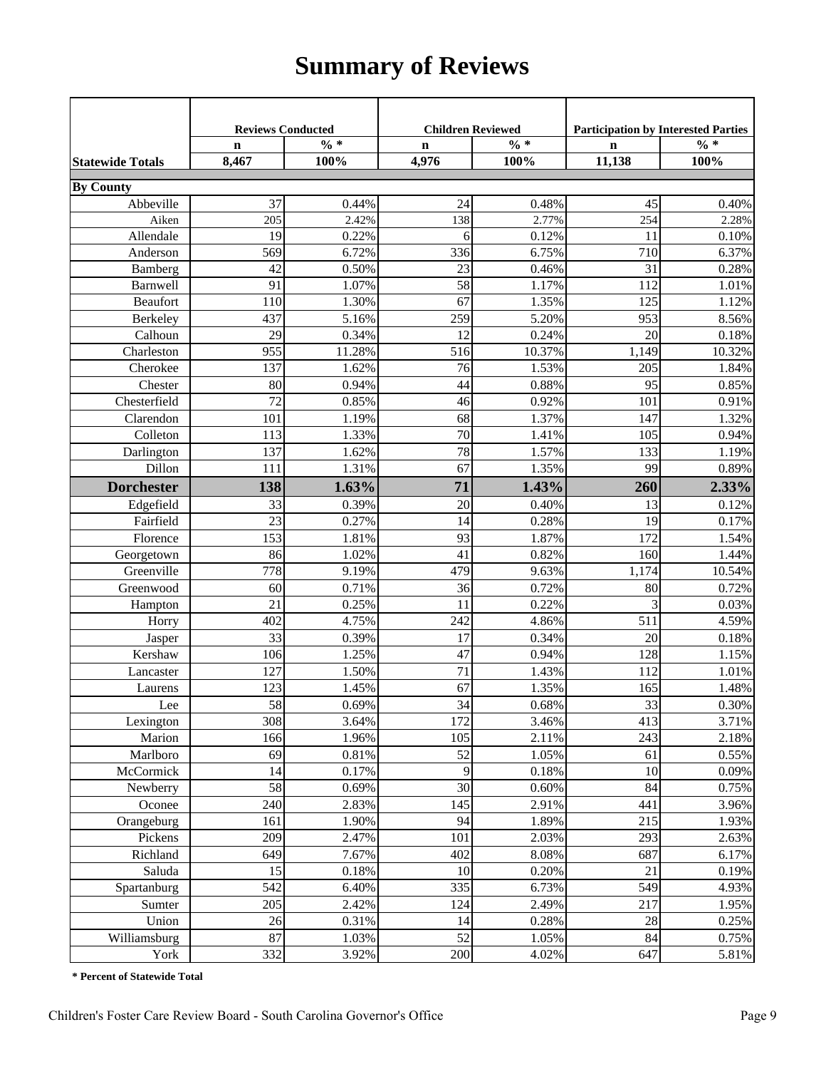# Summary of Reviews

| | Reviews Conducted | | Children Reviewed | | Participation by Interested Parties | |
|---|---|---|---|---|---|---|
| | n | % * | n | % * | n | % * |
| **Statewide Totals** | **8,467** | **100%** | **4,976** | **100%** | **11,138** | **100%** |
| **By County** | | | | | | |
| Abbeville | 37 | 0.44% | 24 | 0.48% | 45 | 0.40% |
| Aiken | 205 | 2.42% | 138 | 2.77% | 254 | 2.28% |
| Allendale | 19 | 0.22% | 6 | 0.12% | 11 | 0.10% |
| Anderson | 569 | 6.72% | 336 | 6.75% | 710 | 6.37% |
| Bamberg | 42 | 0.50% | 23 | 0.46% | 31 | 0.28% |
| Barnwell | 91 | 1.07% | 58 | 1.17% | 112 | 1.01% |
| Beaufort | 110 | 1.30% | 67 | 1.35% | 125 | 1.12% |
| Berkeley | 437 | 5.16% | 259 | 5.20% | 953 | 8.56% |
| Calhoun | 29 | 0.34% | 12 | 0.24% | 20 | 0.18% |
| Charleston | 955 | 11.28% | 516 | 10.37% | 1,149 | 10.32% |
| Cherokee | 137 | 1.62% | 76 | 1.53% | 205 | 1.84% |
| Chester | 80 | 0.94% | 44 | 0.88% | 95 | 0.85% |
| Chesterfield | 72 | 0.85% | 46 | 0.92% | 101 | 0.91% |
| Clarendon | 101 | 1.19% | 68 | 1.37% | 147 | 1.32% |
| Colleton | 113 | 1.33% | 70 | 1.41% | 105 | 0.94% |
| Darlington | 137 | 1.62% | 78 | 1.57% | 133 | 1.19% |
| Dillon | 111 | 1.31% | 67 | 1.35% | 99 | 0.89% |
| **Dorchester** | **138** | **1.63%** | **71** | **1.43%** | **260** | **2.33%** |
| Edgefield | 33 | 0.39% | 20 | 0.40% | 13 | 0.12% |
| Fairfield | 23 | 0.27% | 14 | 0.28% | 19 | 0.17% |
| Florence | 153 | 1.81% | 93 | 1.87% | 172 | 1.54% |
| Georgetown | 86 | 1.02% | 41 | 0.82% | 160 | 1.44% |
| Greenville | 778 | 9.19% | 479 | 9.63% | 1,174 | 10.54% |
| Greenwood | 60 | 0.71% | 36 | 0.72% | 80 | 0.72% |
| Hampton | 21 | 0.25% | 11 | 0.22% | 3 | 0.03% |
| Horry | 402 | 4.75% | 242 | 4.86% | 511 | 4.59% |
| Jasper | 33 | 0.39% | 17 | 0.34% | 20 | 0.18% |
| Kershaw | 106 | 1.25% | 47 | 0.94% | 128 | 1.15% |
| Lancaster | 127 | 1.50% | 71 | 1.43% | 112 | 1.01% |
| Laurens | 123 | 1.45% | 67 | 1.35% | 165 | 1.48% |
| Lee | 58 | 0.69% | 34 | 0.68% | 33 | 0.30% |
| Lexington | 308 | 3.64% | 172 | 3.46% | 413 | 3.71% |
| Marion | 166 | 1.96% | 105 | 2.11% | 243 | 2.18% |
| Marlboro | 69 | 0.81% | 52 | 1.05% | 61 | 0.55% |
| McCormick | 14 | 0.17% | 9 | 0.18% | 10 | 0.09% |
| Newberry | 58 | 0.69% | 30 | 0.60% | 84 | 0.75% |
| Oconee | 240 | 2.83% | 145 | 2.91% | 441 | 3.96% |
| Orangeburg | 161 | 1.90% | 94 | 1.89% | 215 | 1.93% |
| Pickens | 209 | 2.47% | 101 | 2.03% | 293 | 2.63% |
| Richland | 649 | 7.67% | 402 | 8.08% | 687 | 6.17% |
| Saluda | 15 | 0.18% | 10 | 0.20% | 21 | 0.19% |
| Spartanburg | 542 | 6.40% | 335 | 6.73% | 549 | 4.93% |
| Sumter | 205 | 2.42% | 124 | 2.49% | 217 | 1.95% |
| Union | 26 | 0.31% | 14 | 0.28% | 28 | 0.25% |
| Williamsburg | 87 | 1.03% | 52 | 1.05% | 84 | 0.75% |
| York | 332 | 3.92% | 200 | 4.02% | 647 | 5.81% |

**\* Percent of Statewide Total**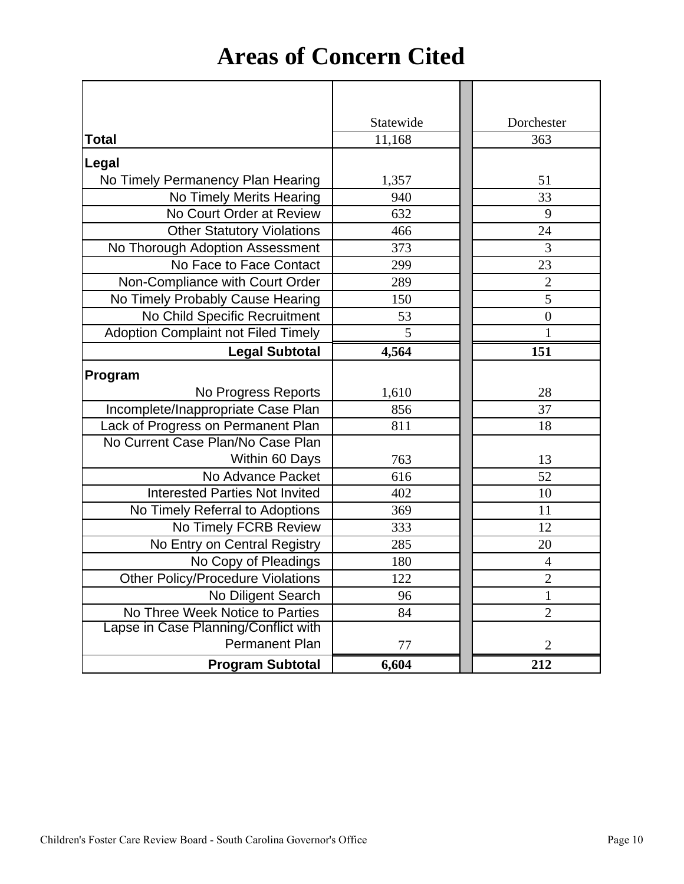# Areas of Concern Cited

| | Statewide | Dorchester |
|---|---|---|
| **Total** | 11,168 | 363 |
| **Legal** | | |
| No Timely Permanency Plan Hearing | 1,357 | 51 |
| No Timely Merits Hearing | 940 | 33 |
| No Court Order at Review | 632 | 9 |
| Other Statutory Violations | 466 | 24 |
| No Thorough Adoption Assessment | 373 | 3 |
| No Face to Face Contact | 299 | 23 |
| Non-Compliance with Court Order | 289 | 2 |
| No Timely Probably Cause Hearing | 150 | 5 |
| No Child Specific Recruitment | 53 | 0 |
| Adoption Complaint not Filed Timely | 5 | 1 |
| **Legal Subtotal** | **4,564** | **151** |
| **Program** | | |
| No Progress Reports | 1,610 | 28 |
| Incomplete/Inappropriate Case Plan | 856 | 37 |
| Lack of Progress on Permanent Plan | 811 | 18 |
| No Current Case Plan/No Case Plan Within 60 Days | 763 | 13 |
| No Advance Packet | 616 | 52 |
| Interested Parties Not Invited | 402 | 10 |
| No Timely Referral to Adoptions | 369 | 11 |
| No Timely FCRB Review | 333 | 12 |
| No Entry on Central Registry | 285 | 20 |
| No Copy of Pleadings | 180 | 4 |
| Other Policy/Procedure Violations | 122 | 2 |
| No Diligent Search | 96 | 1 |
| No Three Week Notice to Parties | 84 | 2 |
| Lapse in Case Planning/Conflict with Permanent Plan | 77 | 2 |
| **Program Subtotal** | **6,604** | **212** |